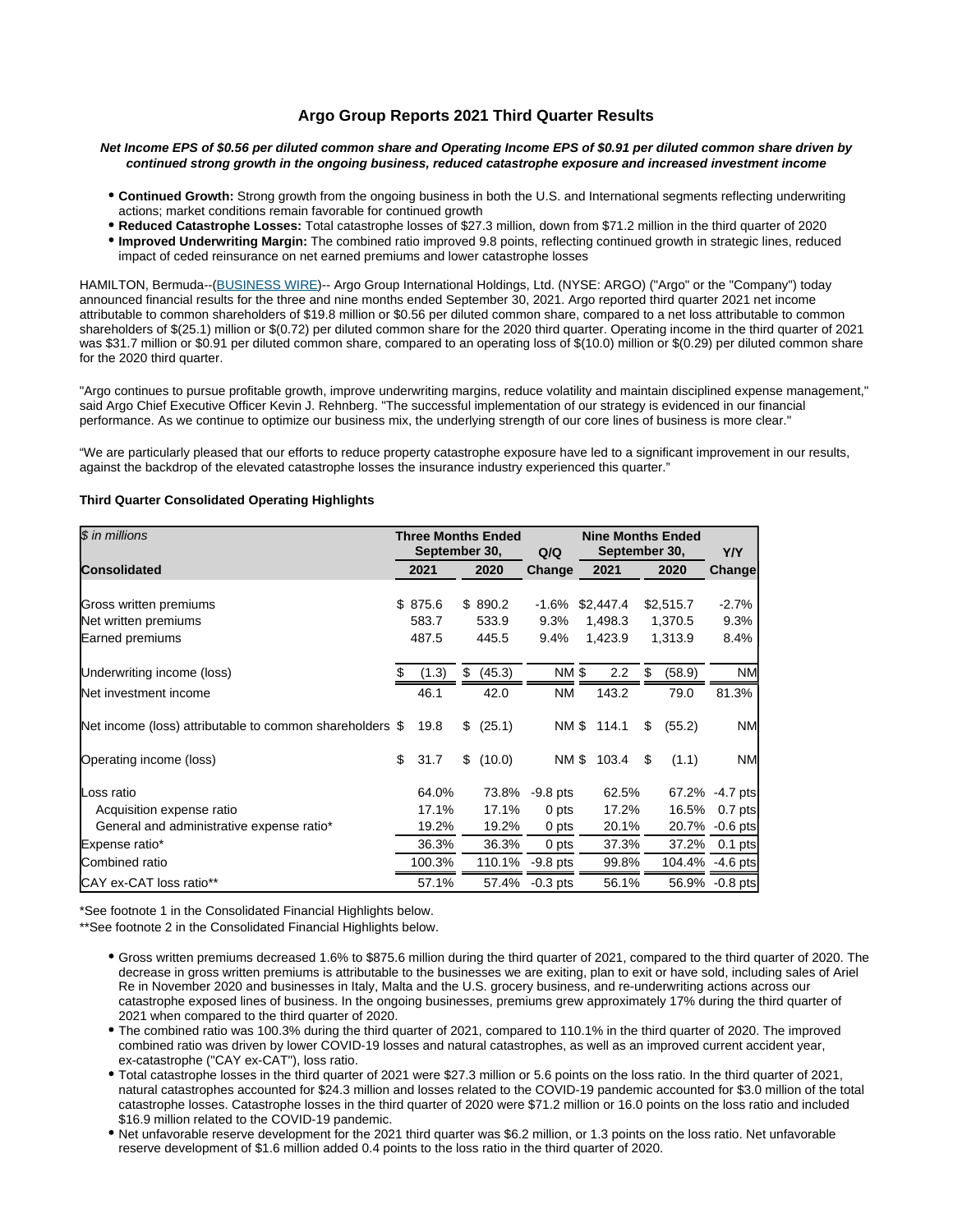# Argo Group Reports 2021 Third Quarter Results

***Net Income EPS of $0.56 per diluted common share and Operating Income EPS of $0.91 per diluted common share driven by continued strong growth in the ongoing business, reduced catastrophe exposure and increased investment income***

- **Continued Growth:** Strong growth from the ongoing business in both the U.S. and International segments reflecting underwriting actions; market conditions remain favorable for continued growth
- **Reduced Catastrophe Losses:** Total catastrophe losses of $27.3 million, down from $71.2 million in the third quarter of 2020
- **Improved Underwriting Margin:** The combined ratio improved 9.8 points, reflecting continued growth in strategic lines, reduced impact of ceded reinsurance on net earned premiums and lower catastrophe losses

HAMILTON, Bermuda--(BUSINESS WIRE)-- Argo Group International Holdings, Ltd. (NYSE: ARGO) ("Argo" or the "Company") today announced financial results for the three and nine months ended September 30, 2021. Argo reported third quarter 2021 net income attributable to common shareholders of $19.8 million or $0.56 per diluted common share, compared to a net loss attributable to common shareholders of $(25.1) million or $(0.72) per diluted common share for the 2020 third quarter. Operating income in the third quarter of 2021 was $31.7 million or $0.91 per diluted common share, compared to an operating loss of $(10.0) million or $(0.29) per diluted common share for the 2020 third quarter.

"Argo continues to pursue profitable growth, improve underwriting margins, reduce volatility and maintain disciplined expense management," said Argo Chief Executive Officer Kevin J. Rehnberg. "The successful implementation of our strategy is evidenced in our financial performance. As we continue to optimize our business mix, the underlying strength of our core lines of business is more clear."

"We are particularly pleased that our efforts to reduce property catastrophe exposure have led to a significant improvement in our results, against the backdrop of the elevated catastrophe losses the insurance industry experienced this quarter."

**Third Quarter Consolidated Operating Highlights**

| *$ in millions* | Three Months Ended September 30, | | Q/Q | Nine Months Ended September 30, | | Y/Y |
|---|---|---|---|---|---|---|
| **Consolidated** | **2021** | **2020** | **Change** | **2021** | **2020** | **Change** |
| Gross written premiums | $ 875.6 | $ 890.2 | -1.6% | $2,447.4 | $2,515.7 | -2.7% |
| Net written premiums | 583.7 | 533.9 | 9.3% | 1,498.3 | 1,370.5 | 9.3% |
| Earned premiums | 487.5 | 445.5 | 9.4% | 1,423.9 | 1,313.9 | 8.4% |
| Underwriting income (loss) | $ (1.3) | $ (45.3) | NM | $ 2.2 | $ (58.9) | NM |
| Net investment income | 46.1 | 42.0 | NM | 143.2 | 79.0 | 81.3% |
| Net income (loss) attributable to common shareholders | $ 19.8 | $ (25.1) | NM | $ 114.1 | $ (55.2) | NM |
| Operating income (loss) | $ 31.7 | $ (10.0) | NM | $ 103.4 | $ (1.1) | NM |
| Loss ratio | 64.0% | 73.8% | -9.8 pts | 62.5% | 67.2% | -4.7 pts |
| Acquisition expense ratio | 17.1% | 17.1% | 0 pts | 17.2% | 16.5% | 0.7 pts |
| General and administrative expense ratio* | 19.2% | 19.2% | 0 pts | 20.1% | 20.7% | -0.6 pts |
| Expense ratio* | 36.3% | 36.3% | 0 pts | 37.3% | 37.2% | 0.1 pts |
| Combined ratio | 100.3% | 110.1% | -9.8 pts | 99.8% | 104.4% | -4.6 pts |
| CAY ex-CAT loss ratio** | 57.1% | 57.4% | -0.3 pts | 56.1% | 56.9% | -0.8 pts |

*See footnote 1 in the Consolidated Financial Highlights below.

**See footnote 2 in the Consolidated Financial Highlights below.

- Gross written premiums decreased 1.6% to $875.6 million during the third quarter of 2021, compared to the third quarter of 2020. The decrease in gross written premiums is attributable to the businesses we are exiting, plan to exit or have sold, including sales of Ariel Re in November 2020 and businesses in Italy, Malta and the U.S. grocery business, and re-underwriting actions across our catastrophe exposed lines of business. In the ongoing businesses, premiums grew approximately 17% during the third quarter of 2021 when compared to the third quarter of 2020.
- The combined ratio was 100.3% during the third quarter of 2021, compared to 110.1% in the third quarter of 2020. The improved combined ratio was driven by lower COVID-19 losses and natural catastrophes, as well as an improved current accident year, ex-catastrophe ("CAY ex-CAT"), loss ratio.
- Total catastrophe losses in the third quarter of 2021 were $27.3 million or 5.6 points on the loss ratio. In the third quarter of 2021, natural catastrophes accounted for $24.3 million and losses related to the COVID-19 pandemic accounted for $3.0 million of the total catastrophe losses. Catastrophe losses in the third quarter of 2020 were $71.2 million or 16.0 points on the loss ratio and included $16.9 million related to the COVID-19 pandemic.
- Net unfavorable reserve development for the 2021 third quarter was $6.2 million, or 1.3 points on the loss ratio. Net unfavorable reserve development of $1.6 million added 0.4 points to the loss ratio in the third quarter of 2020.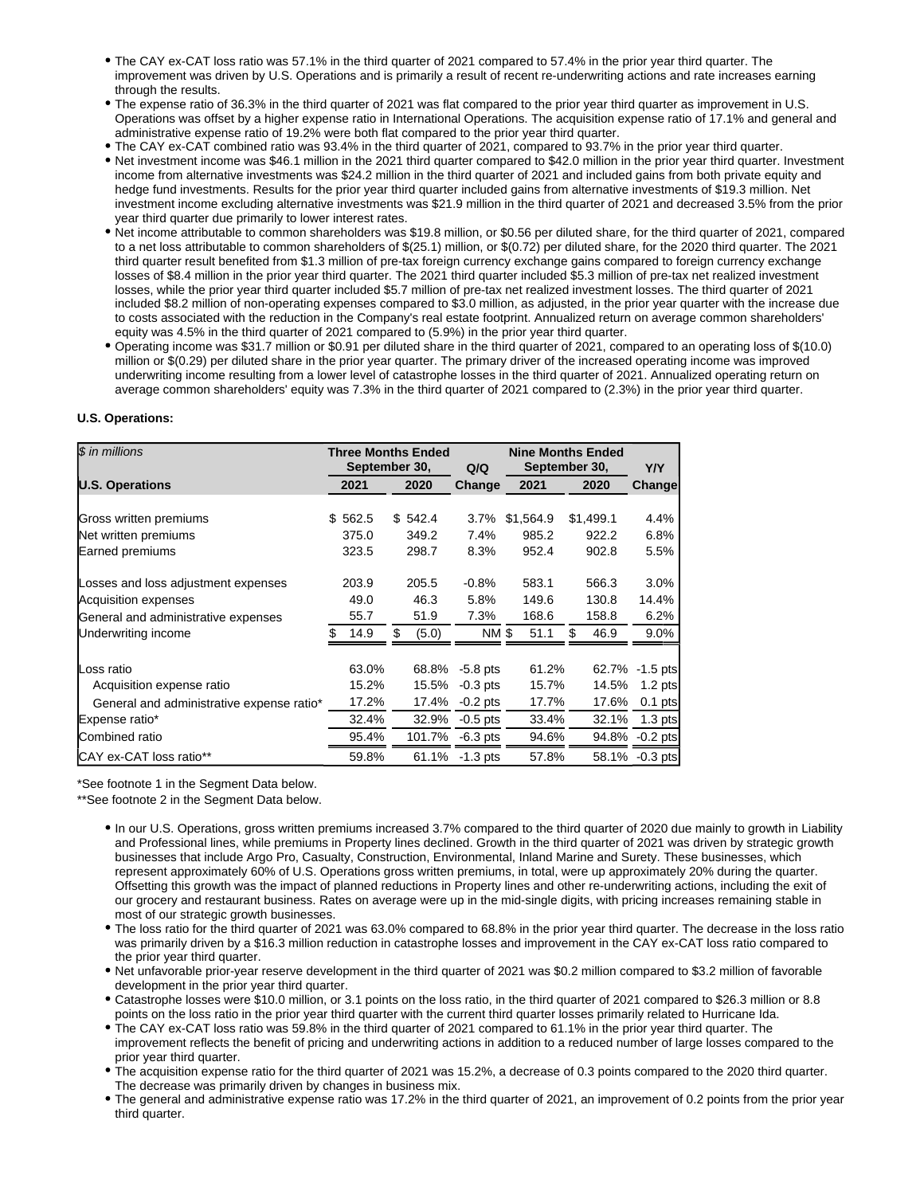- The CAY ex-CAT loss ratio was 57.1% in the third quarter of 2021 compared to 57.4% in the prior year third quarter. The improvement was driven by U.S. Operations and is primarily a result of recent re-underwriting actions and rate increases earning through the results.
- The expense ratio of 36.3% in the third quarter of 2021 was flat compared to the prior year third quarter as improvement in U.S. Operations was offset by a higher expense ratio in International Operations. The acquisition expense ratio of 17.1% and general and administrative expense ratio of 19.2% were both flat compared to the prior year third quarter.
- The CAY ex-CAT combined ratio was 93.4% in the third quarter of 2021, compared to 93.7% in the prior year third quarter.
- Net investment income was $46.1 million in the 2021 third quarter compared to $42.0 million in the prior year third quarter. Investment income from alternative investments was $24.2 million in the third quarter of 2021 and included gains from both private equity and hedge fund investments. Results for the prior year third quarter included gains from alternative investments of $19.3 million. Net investment income excluding alternative investments was $21.9 million in the third quarter of 2021 and decreased 3.5% from the prior year third quarter due primarily to lower interest rates.
- Net income attributable to common shareholders was $19.8 million, or $0.56 per diluted share, for the third quarter of 2021, compared to a net loss attributable to common shareholders of $(25.1) million, or $(0.72) per diluted share, for the 2020 third quarter. The 2021 third quarter result benefited from $1.3 million of pre-tax foreign currency exchange gains compared to foreign currency exchange losses of $8.4 million in the prior year third quarter. The 2021 third quarter included $5.3 million of pre-tax net realized investment losses, while the prior year third quarter included $5.7 million of pre-tax net realized investment losses. The third quarter of 2021 included $8.2 million of non-operating expenses compared to $3.0 million, as adjusted, in the prior year quarter with the increase due to costs associated with the reduction in the Company's real estate footprint. Annualized return on average common shareholders' equity was 4.5% in the third quarter of 2021 compared to (5.9%) in the prior year third quarter.
- Operating income was $31.7 million or $0.91 per diluted share in the third quarter of 2021, compared to an operating loss of $(10.0) million or $(0.29) per diluted share in the prior year quarter. The primary driver of the increased operating income was improved underwriting income resulting from a lower level of catastrophe losses in the third quarter of 2021. Annualized operating return on average common shareholders' equity was 7.3% in the third quarter of 2021 compared to (2.3%) in the prior year third quarter.

**U.S. Operations:**

| *$ in millions* | Three Months Ended September 30, | | Q/Q | Nine Months Ended September 30, | | Y/Y |
|---|---|---|---|---|---|---|
| **U.S. Operations** | **2021** | **2020** | **Change** | **2021** | **2020** | **Change** |
| Gross written premiums | $ 562.5 | $ 542.4 | 3.7% | $1,564.9 | $1,499.1 | 4.4% |
| Net written premiums | 375.0 | 349.2 | 7.4% | 985.2 | 922.2 | 6.8% |
| Earned premiums | 323.5 | 298.7 | 8.3% | 952.4 | 902.8 | 5.5% |
| Losses and loss adjustment expenses | 203.9 | 205.5 | -0.8% | 583.1 | 566.3 | 3.0% |
| Acquisition expenses | 49.0 | 46.3 | 5.8% | 149.6 | 130.8 | 14.4% |
| General and administrative expenses | 55.7 | 51.9 | 7.3% | 168.6 | 158.8 | 6.2% |
| Underwriting income | $ 14.9 | $ (5.0) | NM | $ 51.1 | $ 46.9 | 9.0% |
| Loss ratio | 63.0% | 68.8% | -5.8 pts | 61.2% | 62.7% | -1.5 pts |
| Acquisition expense ratio | 15.2% | 15.5% | -0.3 pts | 15.7% | 14.5% | 1.2 pts |
| General and administrative expense ratio* | 17.2% | 17.4% | -0.2 pts | 17.7% | 17.6% | 0.1 pts |
| Expense ratio* | 32.4% | 32.9% | -0.5 pts | 33.4% | 32.1% | 1.3 pts |
| Combined ratio | 95.4% | 101.7% | -6.3 pts | 94.6% | 94.8% | -0.2 pts |
| CAY ex-CAT loss ratio** | 59.8% | 61.1% | -1.3 pts | 57.8% | 58.1% | -0.3 pts |

*See footnote 1 in the Segment Data below.

**See footnote 2 in the Segment Data below.

- In our U.S. Operations, gross written premiums increased 3.7% compared to the third quarter of 2020 due mainly to growth in Liability and Professional lines, while premiums in Property lines declined. Growth in the third quarter of 2021 was driven by strategic growth businesses that include Argo Pro, Casualty, Construction, Environmental, Inland Marine and Surety. These businesses, which represent approximately 60% of U.S. Operations gross written premiums, in total, were up approximately 20% during the quarter. Offsetting this growth was the impact of planned reductions in Property lines and other re-underwriting actions, including the exit of our grocery and restaurant business. Rates on average were up in the mid-single digits, with pricing increases remaining stable in most of our strategic growth businesses.
- The loss ratio for the third quarter of 2021 was 63.0% compared to 68.8% in the prior year third quarter. The decrease in the loss ratio was primarily driven by a $16.3 million reduction in catastrophe losses and improvement in the CAY ex-CAT loss ratio compared to the prior year third quarter.
- Net unfavorable prior-year reserve development in the third quarter of 2021 was $0.2 million compared to $3.2 million of favorable development in the prior year third quarter.
- Catastrophe losses were $10.0 million, or 3.1 points on the loss ratio, in the third quarter of 2021 compared to $26.3 million or 8.8 points on the loss ratio in the prior year third quarter with the current third quarter losses primarily related to Hurricane Ida.
- The CAY ex-CAT loss ratio was 59.8% in the third quarter of 2021 compared to 61.1% in the prior year third quarter. The improvement reflects the benefit of pricing and underwriting actions in addition to a reduced number of large losses compared to the prior year third quarter.
- The acquisition expense ratio for the third quarter of 2021 was 15.2%, a decrease of 0.3 points compared to the 2020 third quarter. The decrease was primarily driven by changes in business mix.
- The general and administrative expense ratio was 17.2% in the third quarter of 2021, an improvement of 0.2 points from the prior year third quarter.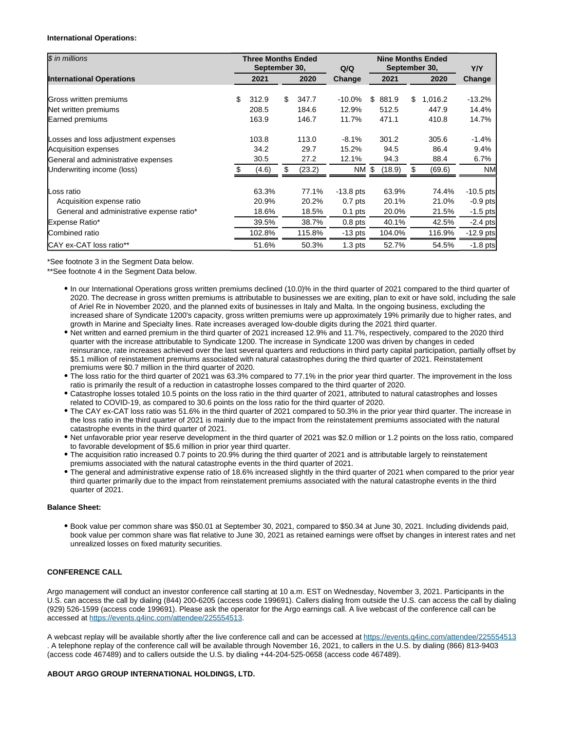**International Operations:**

| $ in millions | Three Months Ended September 30, | | Q/Q | Nine Months Ended September 30, | | Y/Y |
|---|---|---|---|---|---|---|
| **International Operations** | **2021** | **2020** | **Change** | **2021** | **2020** | **Change** |
| Gross written premiums | $ 312.9 | $ 347.7 | -10.0% | $ 881.9 | $ 1,016.2 | -13.2% |
| Net written premiums | 208.5 | 184.6 | 12.9% | 512.5 | 447.9 | 14.4% |
| Earned premiums | 163.9 | 146.7 | 11.7% | 471.1 | 410.8 | 14.7% |
| Losses and loss adjustment expenses | 103.8 | 113.0 | -8.1% | 301.2 | 305.6 | -1.4% |
| Acquisition expenses | 34.2 | 29.7 | 15.2% | 94.5 | 86.4 | 9.4% |
| General and administrative expenses | 30.5 | 27.2 | 12.1% | 94.3 | 88.4 | 6.7% |
| Underwriting income (loss) | $ (4.6) | $ (23.2) | NM | $ (18.9) | $ (69.6) | NM |
| Loss ratio | 63.3% | 77.1% | -13.8 pts | 63.9% | 74.4% | -10.5 pts |
| Acquisition expense ratio | 20.9% | 20.2% | 0.7 pts | 20.1% | 21.0% | -0.9 pts |
| General and administrative expense ratio* | 18.6% | 18.5% | 0.1 pts | 20.0% | 21.5% | -1.5 pts |
| Expense Ratio* | 39.5% | 38.7% | 0.8 pts | 40.1% | 42.5% | -2.4 pts |
| Combined ratio | 102.8% | 115.8% | -13 pts | 104.0% | 116.9% | -12.9 pts |
| CAY ex-CAT loss ratio** | 51.6% | 50.3% | 1.3 pts | 52.7% | 54.5% | -1.8 pts |

*See footnote 3 in the Segment Data below.

**See footnote 4 in the Segment Data below.

- In our International Operations gross written premiums declined (10.0)% in the third quarter of 2021 compared to the third quarter of 2020. The decrease in gross written premiums is attributable to businesses we are exiting, plan to exit or have sold, including the sale of Ariel Re in November 2020, and the planned exits of businesses in Italy and Malta. In the ongoing business, excluding the increased share of Syndicate 1200's capacity, gross written premiums were up approximately 19% primarily due to higher rates, and growth in Marine and Specialty lines. Rate increases averaged low-double digits during the 2021 third quarter.
- Net written and earned premium in the third quarter of 2021 increased 12.9% and 11.7%, respectively, compared to the 2020 third quarter with the increase attributable to Syndicate 1200. The increase in Syndicate 1200 was driven by changes in ceded reinsurance, rate increases achieved over the last several quarters and reductions in third party capital participation, partially offset by $5.1 million of reinstatement premiums associated with natural catastrophes during the third quarter of 2021. Reinstatement premiums were $0.7 million in the third quarter of 2020.
- The loss ratio for the third quarter of 2021 was 63.3% compared to 77.1% in the prior year third quarter. The improvement in the loss ratio is primarily the result of a reduction in catastrophe losses compared to the third quarter of 2020.
- Catastrophe losses totaled 10.5 points on the loss ratio in the third quarter of 2021, attributed to natural catastrophes and losses related to COVID-19, as compared to 30.6 points on the loss ratio for the third quarter of 2020.
- The CAY ex-CAT loss ratio was 51.6% in the third quarter of 2021 compared to 50.3% in the prior year third quarter. The increase in the loss ratio in the third quarter of 2021 is mainly due to the impact from the reinstatement premiums associated with the natural catastrophe events in the third quarter of 2021.
- Net unfavorable prior year reserve development in the third quarter of 2021 was $2.0 million or 1.2 points on the loss ratio, compared to favorable development of $5.6 million in prior year third quarter.
- The acquisition ratio increased 0.7 points to 20.9% during the third quarter of 2021 and is attributable largely to reinstatement premiums associated with the natural catastrophe events in the third quarter of 2021.
- The general and administrative expense ratio of 18.6% increased slightly in the third quarter of 2021 when compared to the prior year third quarter primarily due to the impact from reinstatement premiums associated with the natural catastrophe events in the third quarter of 2021.

**Balance Sheet:**

- Book value per common share was $50.01 at September 30, 2021, compared to $50.34 at June 30, 2021. Including dividends paid, book value per common share was flat relative to June 30, 2021 as retained earnings were offset by changes in interest rates and net unrealized losses on fixed maturity securities.

**CONFERENCE CALL**

Argo management will conduct an investor conference call starting at 10 a.m. EST on Wednesday, November 3, 2021. Participants in the U.S. can access the call by dialing (844) 200-6205 (access code 199691). Callers dialing from outside the U.S. can access the call by dialing (929) 526-1599 (access code 199691). Please ask the operator for the Argo earnings call. A live webcast of the conference call can be accessed at https://events.q4inc.com/attendee/225554513.

A webcast replay will be available shortly after the live conference call and can be accessed at https://events.q4inc.com/attendee/225554513. A telephone replay of the conference call will be available through November 16, 2021, to callers in the U.S. by dialing (866) 813-9403 (access code 467489) and to callers outside the U.S. by dialing +44-204-525-0658 (access code 467489).

**ABOUT ARGO GROUP INTERNATIONAL HOLDINGS, LTD.**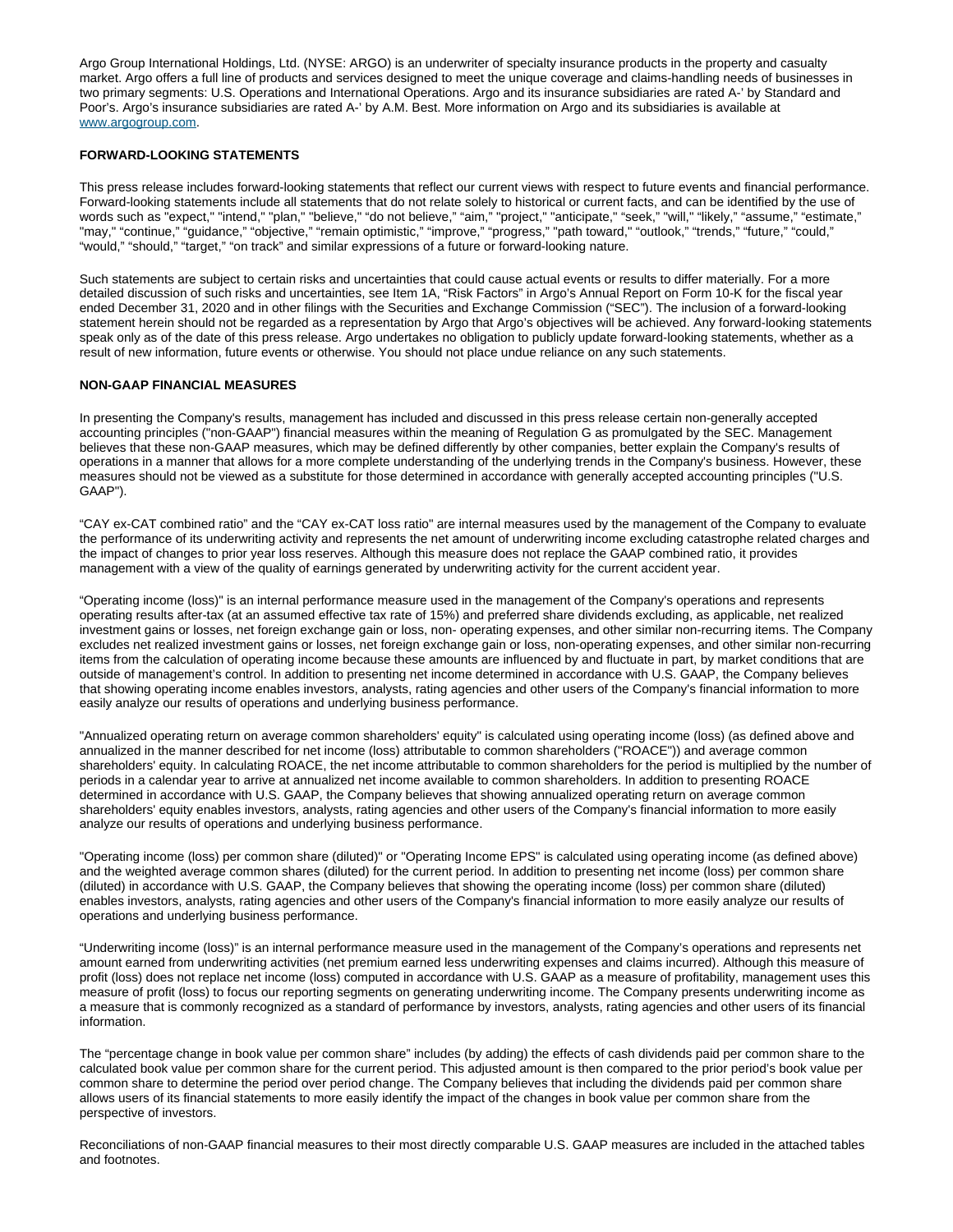Argo Group International Holdings, Ltd. (NYSE: ARGO) is an underwriter of specialty insurance products in the property and casualty market. Argo offers a full line of products and services designed to meet the unique coverage and claims-handling needs of businesses in two primary segments: U.S. Operations and International Operations. Argo and its insurance subsidiaries are rated A-' by Standard and Poor's. Argo's insurance subsidiaries are rated A-' by A.M. Best. More information on Argo and its subsidiaries is available at www.argogroup.com.

**FORWARD-LOOKING STATEMENTS**

This press release includes forward-looking statements that reflect our current views with respect to future events and financial performance. Forward-looking statements include all statements that do not relate solely to historical or current facts, and can be identified by the use of words such as "expect," "intend," "plan," "believe," "do not believe," "aim," "project," "anticipate," "seek," "will," "likely," "assume," "estimate," "may," "continue," "guidance," "objective," "remain optimistic," "improve," "progress," "path toward," "outlook," "trends," "future," "could," "would," "should," "target," "on track" and similar expressions of a future or forward-looking nature.

Such statements are subject to certain risks and uncertainties that could cause actual events or results to differ materially. For a more detailed discussion of such risks and uncertainties, see Item 1A, "Risk Factors" in Argo's Annual Report on Form 10-K for the fiscal year ended December 31, 2020 and in other filings with the Securities and Exchange Commission ("SEC"). The inclusion of a forward-looking statement herein should not be regarded as a representation by Argo that Argo's objectives will be achieved. Any forward-looking statements speak only as of the date of this press release. Argo undertakes no obligation to publicly update forward-looking statements, whether as a result of new information, future events or otherwise. You should not place undue reliance on any such statements.

**NON-GAAP FINANCIAL MEASURES**

In presenting the Company's results, management has included and discussed in this press release certain non-generally accepted accounting principles ("non-GAAP") financial measures within the meaning of Regulation G as promulgated by the SEC. Management believes that these non-GAAP measures, which may be defined differently by other companies, better explain the Company's results of operations in a manner that allows for a more complete understanding of the underlying trends in the Company's business. However, these measures should not be viewed as a substitute for those determined in accordance with generally accepted accounting principles ("U.S. GAAP").

"CAY ex-CAT combined ratio" and the "CAY ex-CAT loss ratio" are internal measures used by the management of the Company to evaluate the performance of its underwriting activity and represents the net amount of underwriting income excluding catastrophe related charges and the impact of changes to prior year loss reserves. Although this measure does not replace the GAAP combined ratio, it provides management with a view of the quality of earnings generated by underwriting activity for the current accident year.

"Operating income (loss)" is an internal performance measure used in the management of the Company's operations and represents operating results after-tax (at an assumed effective tax rate of 15%) and preferred share dividends excluding, as applicable, net realized investment gains or losses, net foreign exchange gain or loss, non- operating expenses, and other similar non-recurring items. The Company excludes net realized investment gains or losses, net foreign exchange gain or loss, non-operating expenses, and other similar non-recurring items from the calculation of operating income because these amounts are influenced by and fluctuate in part, by market conditions that are outside of management's control. In addition to presenting net income determined in accordance with U.S. GAAP, the Company believes that showing operating income enables investors, analysts, rating agencies and other users of the Company's financial information to more easily analyze our results of operations and underlying business performance.

"Annualized operating return on average common shareholders' equity" is calculated using operating income (loss) (as defined above and annualized in the manner described for net income (loss) attributable to common shareholders ("ROACE")) and average common shareholders' equity. In calculating ROACE, the net income attributable to common shareholders for the period is multiplied by the number of periods in a calendar year to arrive at annualized net income available to common shareholders. In addition to presenting ROACE determined in accordance with U.S. GAAP, the Company believes that showing annualized operating return on average common shareholders' equity enables investors, analysts, rating agencies and other users of the Company's financial information to more easily analyze our results of operations and underlying business performance.

"Operating income (loss) per common share (diluted)" or "Operating Income EPS" is calculated using operating income (as defined above) and the weighted average common shares (diluted) for the current period. In addition to presenting net income (loss) per common share (diluted) in accordance with U.S. GAAP, the Company believes that showing the operating income (loss) per common share (diluted) enables investors, analysts, rating agencies and other users of the Company's financial information to more easily analyze our results of operations and underlying business performance.

"Underwriting income (loss)" is an internal performance measure used in the management of the Company's operations and represents net amount earned from underwriting activities (net premium earned less underwriting expenses and claims incurred). Although this measure of profit (loss) does not replace net income (loss) computed in accordance with U.S. GAAP as a measure of profitability, management uses this measure of profit (loss) to focus our reporting segments on generating underwriting income. The Company presents underwriting income as a measure that is commonly recognized as a standard of performance by investors, analysts, rating agencies and other users of its financial information.

The "percentage change in book value per common share" includes (by adding) the effects of cash dividends paid per common share to the calculated book value per common share for the current period. This adjusted amount is then compared to the prior period's book value per common share to determine the period over period change. The Company believes that including the dividends paid per common share allows users of its financial statements to more easily identify the impact of the changes in book value per common share from the perspective of investors.

Reconciliations of non-GAAP financial measures to their most directly comparable U.S. GAAP measures are included in the attached tables and footnotes.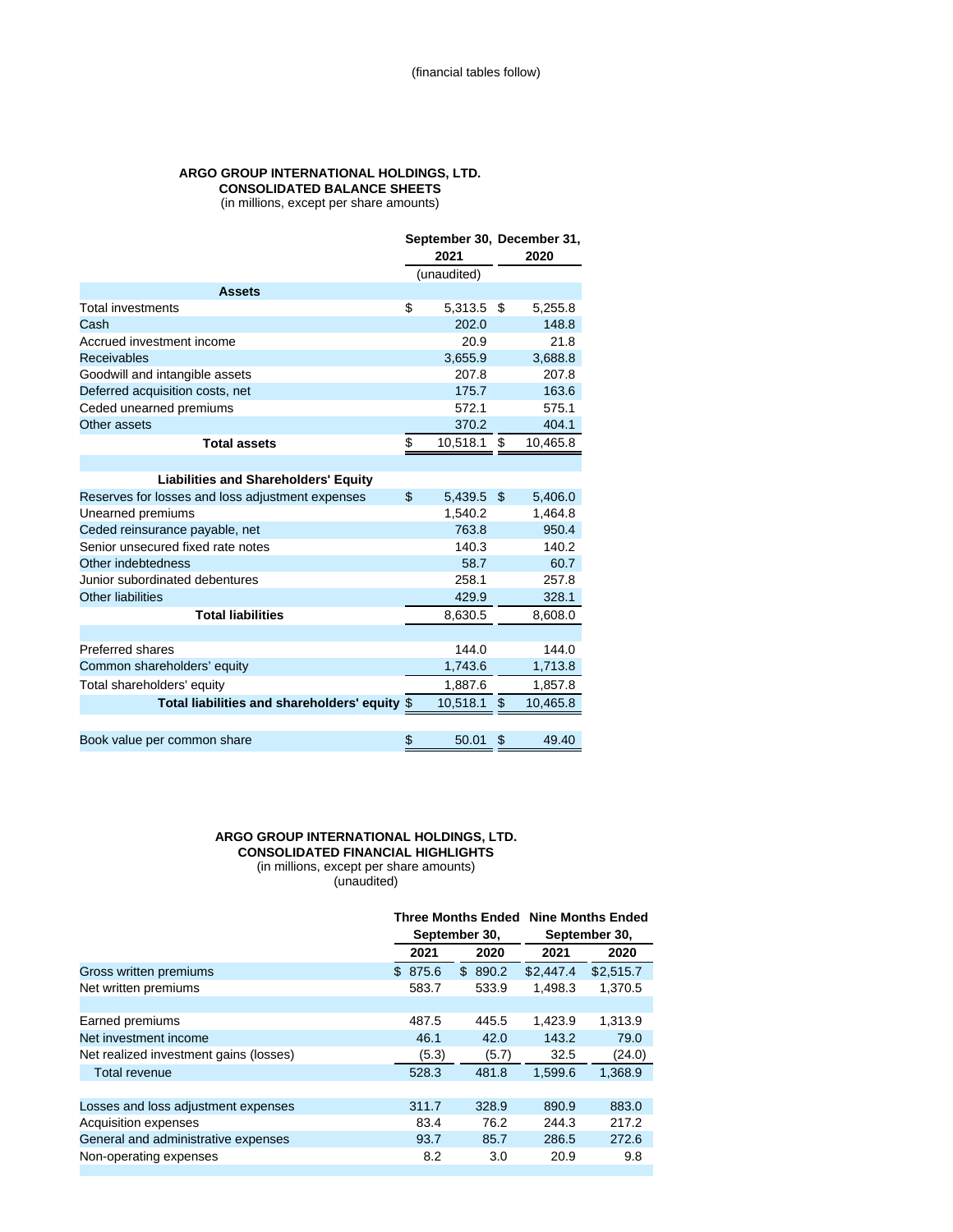(financial tables follow)

## ARGO GROUP INTERNATIONAL HOLDINGS, LTD.
### CONSOLIDATED BALANCE SHEETS
(in millions, except per share amounts)

| | September 30, 2021 | December 31, 2020 |
|---|---|---|
| | (unaudited) | |
| **Assets** | | |
| Total investments | $ 5,313.5 | $ 5,255.8 |
| Cash | 202.0 | 148.8 |
| Accrued investment income | 20.9 | 21.8 |
| Receivables | 3,655.9 | 3,688.8 |
| Goodwill and intangible assets | 207.8 | 207.8 |
| Deferred acquisition costs, net | 175.7 | 163.6 |
| Ceded unearned premiums | 572.1 | 575.1 |
| Other assets | 370.2 | 404.1 |
| **Total assets** | $ 10,518.1 | $ 10,465.8 |
| | | |
| **Liabilities and Shareholders' Equity** | | |
| Reserves for losses and loss adjustment expenses | $ 5,439.5 | $ 5,406.0 |
| Unearned premiums | 1,540.2 | 1,464.8 |
| Ceded reinsurance payable, net | 763.8 | 950.4 |
| Senior unsecured fixed rate notes | 140.3 | 140.2 |
| Other indebtedness | 58.7 | 60.7 |
| Junior subordinated debentures | 258.1 | 257.8 |
| Other liabilities | 429.9 | 328.1 |
| **Total liabilities** | 8,630.5 | 8,608.0 |
| | | |
| Preferred shares | 144.0 | 144.0 |
| Common shareholders' equity | 1,743.6 | 1,713.8 |
| Total shareholders' equity | 1,887.6 | 1,857.8 |
| **Total liabilities and shareholders' equity** | $ 10,518.1 | $ 10,465.8 |
| | | |
| Book value per common share | $ 50.01 | $ 49.40 |

## ARGO GROUP INTERNATIONAL HOLDINGS, LTD.
### CONSOLIDATED FINANCIAL HIGHLIGHTS
(in millions, except per share amounts)
(unaudited)

| | Three Months Ended September 30, | | Nine Months Ended September 30, | |
|---|---|---|---|---|
| | 2021 | 2020 | 2021 | 2020 |
| Gross written premiums | $ 875.6 | $ 890.2 | $2,447.4 | $2,515.7 |
| Net written premiums | 583.7 | 533.9 | 1,498.3 | 1,370.5 |
| | | | | |
| Earned premiums | 487.5 | 445.5 | 1,423.9 | 1,313.9 |
| Net investment income | 46.1 | 42.0 | 143.2 | 79.0 |
| Net realized investment gains (losses) | (5.3) | (5.7) | 32.5 | (24.0) |
| Total revenue | 528.3 | 481.8 | 1,599.6 | 1,368.9 |
| | | | | |
| Losses and loss adjustment expenses | 311.7 | 328.9 | 890.9 | 883.0 |
| Acquisition expenses | 83.4 | 76.2 | 244.3 | 217.2 |
| General and administrative expenses | 93.7 | 85.7 | 286.5 | 272.6 |
| Non-operating expenses | 8.2 | 3.0 | 20.9 | 9.8 |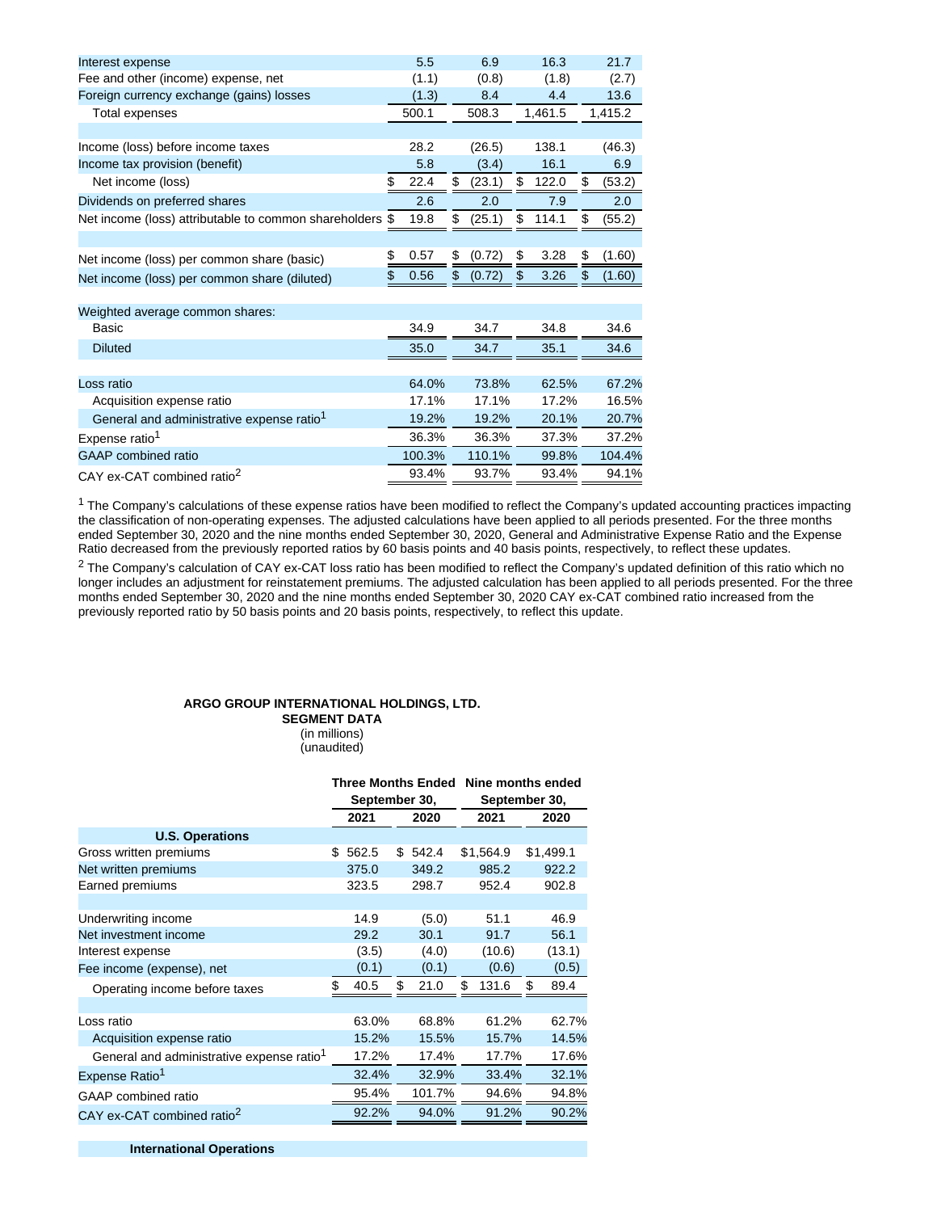| | | | | |
|---|---|---|---|---|
| Interest expense | 5.5 | 6.9 | 16.3 | 21.7 |
| Fee and other (income) expense, net | (1.1) | (0.8) | (1.8) | (2.7) |
| Foreign currency exchange (gains) losses | (1.3) | 8.4 | 4.4 | 13.6 |
| Total expenses | 500.1 | 508.3 | 1,461.5 | 1,415.2 |
| | | | | |
| Income (loss) before income taxes | 28.2 | (26.5) | 138.1 | (46.3) |
| Income tax provision (benefit) | 5.8 | (3.4) | 16.1 | 6.9 |
| Net income (loss) | $ 22.4 | $ (23.1) | $ 122.0 | $ (53.2) |
| Dividends on preferred shares | 2.6 | 2.0 | 7.9 | 2.0 |
| Net income (loss) attributable to common shareholders | $ 19.8 | $ (25.1) | $ 114.1 | $ (55.2) |
| | | | | |
| Net income (loss) per common share (basic) | $ 0.57 | $ (0.72) | $ 3.28 | $ (1.60) |
| Net income (loss) per common share (diluted) | $ 0.56 | $ (0.72) | $ 3.26 | $ (1.60) |
| | | | | |
| Weighted average common shares: | | | | |
| Basic | 34.9 | 34.7 | 34.8 | 34.6 |
| Diluted | 35.0 | 34.7 | 35.1 | 34.6 |
| | | | | |
| Loss ratio | 64.0% | 73.8% | 62.5% | 67.2% |
| Acquisition expense ratio | 17.1% | 17.1% | 17.2% | 16.5% |
| General and administrative expense ratio[1] | 19.2% | 19.2% | 20.1% | 20.7% |
| Expense ratio[1] | 36.3% | 36.3% | 37.3% | 37.2% |
| GAAP combined ratio | 100.3% | 110.1% | 99.8% | 104.4% |
| CAY ex-CAT combined ratio[2] | 93.4% | 93.7% | 93.4% | 94.1% |

[1] The Company's calculations of these expense ratios have been modified to reflect the Company's updated accounting practices impacting the classification of non-operating expenses. The adjusted calculations have been applied to all periods presented. For the three months ended September 30, 2020 and the nine months ended September 30, 2020, General and Administrative Expense Ratio and the Expense Ratio decreased from the previously reported ratios by 60 basis points and 40 basis points, respectively, to reflect these updates.

[2] The Company's calculation of CAY ex-CAT loss ratio has been modified to reflect the Company's updated definition of this ratio which no longer includes an adjustment for reinstatement premiums. The adjusted calculation has been applied to all periods presented. For the three months ended September 30, 2020 and the nine months ended September 30, 2020 CAY ex-CAT combined ratio increased from the previously reported ratio by 50 basis points and 20 basis points, respectively, to reflect this update.

**ARGO GROUP INTERNATIONAL HOLDINGS, LTD.**
**SEGMENT DATA**
(in millions)
(unaudited)

| | Three Months Ended September 30, | | Nine months ended September 30, | |
|---|---|---|---|---|
| | **2021** | **2020** | **2021** | **2020** |
| **U.S. Operations** | | | | |
| Gross written premiums | $ 562.5 | $ 542.4 | $1,564.9 | $1,499.1 |
| Net written premiums | 375.0 | 349.2 | 985.2 | 922.2 |
| Earned premiums | 323.5 | 298.7 | 952.4 | 902.8 |
| | | | | |
| Underwriting income | 14.9 | (5.0) | 51.1 | 46.9 |
| Net investment income | 29.2 | 30.1 | 91.7 | 56.1 |
| Interest expense | (3.5) | (4.0) | (10.6) | (13.1) |
| Fee income (expense), net | (0.1) | (0.1) | (0.6) | (0.5) |
| Operating income before taxes | $ 40.5 | $ 21.0 | $ 131.6 | $ 89.4 |
| | | | | |
| Loss ratio | 63.0% | 68.8% | 61.2% | 62.7% |
| Acquisition expense ratio | 15.2% | 15.5% | 15.7% | 14.5% |
| General and administrative expense ratio[1] | 17.2% | 17.4% | 17.7% | 17.6% |
| Expense Ratio[1] | 32.4% | 32.9% | 33.4% | 32.1% |
| GAAP combined ratio | 95.4% | 101.7% | 94.6% | 94.8% |
| CAY ex-CAT combined ratio[2] | 92.2% | 94.0% | 91.2% | 90.2% |
| | | | | |
| **International Operations** | | | | |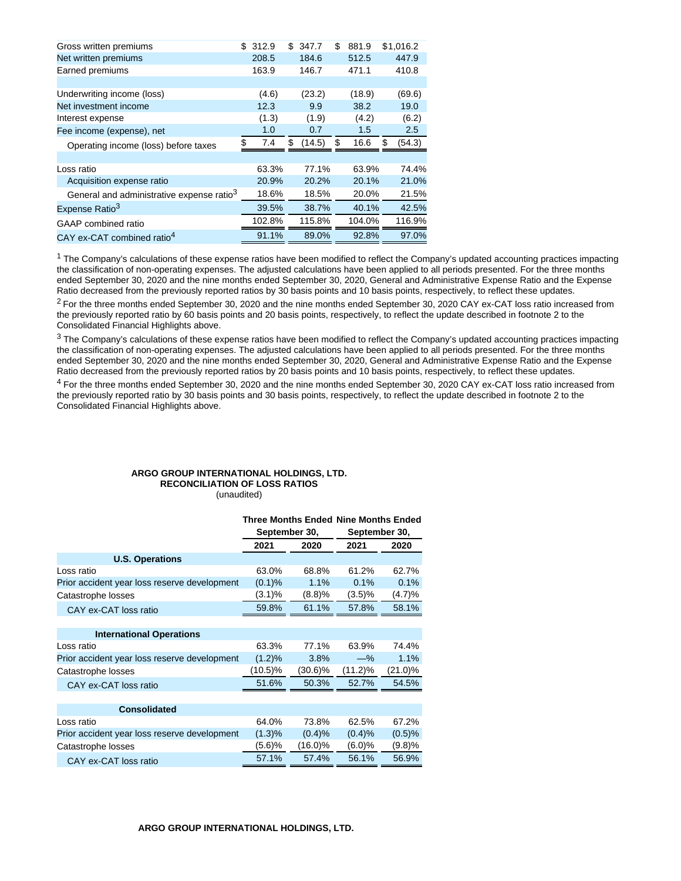| | | | | |
|---|---|---|---|---|
| Gross written premiums | $ 312.9 | $ 347.7 | $ 881.9 | $1,016.2 |
| Net written premiums | 208.5 | 184.6 | 512.5 | 447.9 |
| Earned premiums | 163.9 | 146.7 | 471.1 | 410.8 |
| | | | | |
| Underwriting income (loss) | (4.6) | (23.2) | (18.9) | (69.6) |
| Net investment income | 12.3 | 9.9 | 38.2 | 19.0 |
| Interest expense | (1.3) | (1.9) | (4.2) | (6.2) |
| Fee income (expense), net | 1.0 | 0.7 | 1.5 | 2.5 |
| Operating income (loss) before taxes | $ 7.4 | $ (14.5) | $ 16.6 | $ (54.3) |
| | | | | |
| Loss ratio | 63.3% | 77.1% | 63.9% | 74.4% |
| Acquisition expense ratio | 20.9% | 20.2% | 20.1% | 21.0% |
| General and administrative expense ratio[3] | 18.6% | 18.5% | 20.0% | 21.5% |
| Expense Ratio[3] | 39.5% | 38.7% | 40.1% | 42.5% |
| GAAP combined ratio | 102.8% | 115.8% | 104.0% | 116.9% |
| CAY ex-CAT combined ratio[4] | 91.1% | 89.0% | 92.8% | 97.0% |

[1] The Company's calculations of these expense ratios have been modified to reflect the Company's updated accounting practices impacting the classification of non-operating expenses. The adjusted calculations have been applied to all periods presented. For the three months ended September 30, 2020 and the nine months ended September 30, 2020, General and Administrative Expense Ratio and the Expense Ratio decreased from the previously reported ratios by 30 basis points and 10 basis points, respectively, to reflect these updates.

[2] For the three months ended September 30, 2020 and the nine months ended September 30, 2020 CAY ex-CAT loss ratio increased from the previously reported ratio by 60 basis points and 20 basis points, respectively, to reflect the update described in footnote 2 to the Consolidated Financial Highlights above.

[3] The Company's calculations of these expense ratios have been modified to reflect the Company's updated accounting practices impacting the classification of non-operating expenses. The adjusted calculations have been applied to all periods presented. For the three months ended September 30, 2020 and the nine months ended September 30, 2020, General and Administrative Expense Ratio and the Expense Ratio decreased from the previously reported ratios by 20 basis points and 10 basis points, respectively, to reflect these updates.

[4] For the three months ended September 30, 2020 and the nine months ended September 30, 2020 CAY ex-CAT loss ratio increased from the previously reported ratio by 30 basis points and 30 basis points, respectively, to reflect the update described in footnote 2 to the Consolidated Financial Highlights above.

**ARGO GROUP INTERNATIONAL HOLDINGS, LTD.**
**RECONCILIATION OF LOSS RATIOS**
(unaudited)

| | Three Months Ended September 30, | | Nine Months Ended September 30, | |
|---|---|---|---|---|
| | 2021 | 2020 | 2021 | 2020 |
| **U.S. Operations** | | | | |
| Loss ratio | 63.0% | 68.8% | 61.2% | 62.7% |
| Prior accident year loss reserve development | (0.1)% | 1.1% | 0.1% | 0.1% |
| Catastrophe losses | (3.1)% | (8.8)% | (3.5)% | (4.7)% |
| CAY ex-CAT loss ratio | 59.8% | 61.1% | 57.8% | 58.1% |
| **International Operations** | | | | |
| Loss ratio | 63.3% | 77.1% | 63.9% | 74.4% |
| Prior accident year loss reserve development | (1.2)% | 3.8% | —% | 1.1% |
| Catastrophe losses | (10.5)% | (30.6)% | (11.2)% | (21.0)% |
| CAY ex-CAT loss ratio | 51.6% | 50.3% | 52.7% | 54.5% |
| **Consolidated** | | | | |
| Loss ratio | 64.0% | 73.8% | 62.5% | 67.2% |
| Prior accident year loss reserve development | (1.3)% | (0.4)% | (0.4)% | (0.5)% |
| Catastrophe losses | (5.6)% | (16.0)% | (6.0)% | (9.8)% |
| CAY ex-CAT loss ratio | 57.1% | 57.4% | 56.1% | 56.9% |

**ARGO GROUP INTERNATIONAL HOLDINGS, LTD.**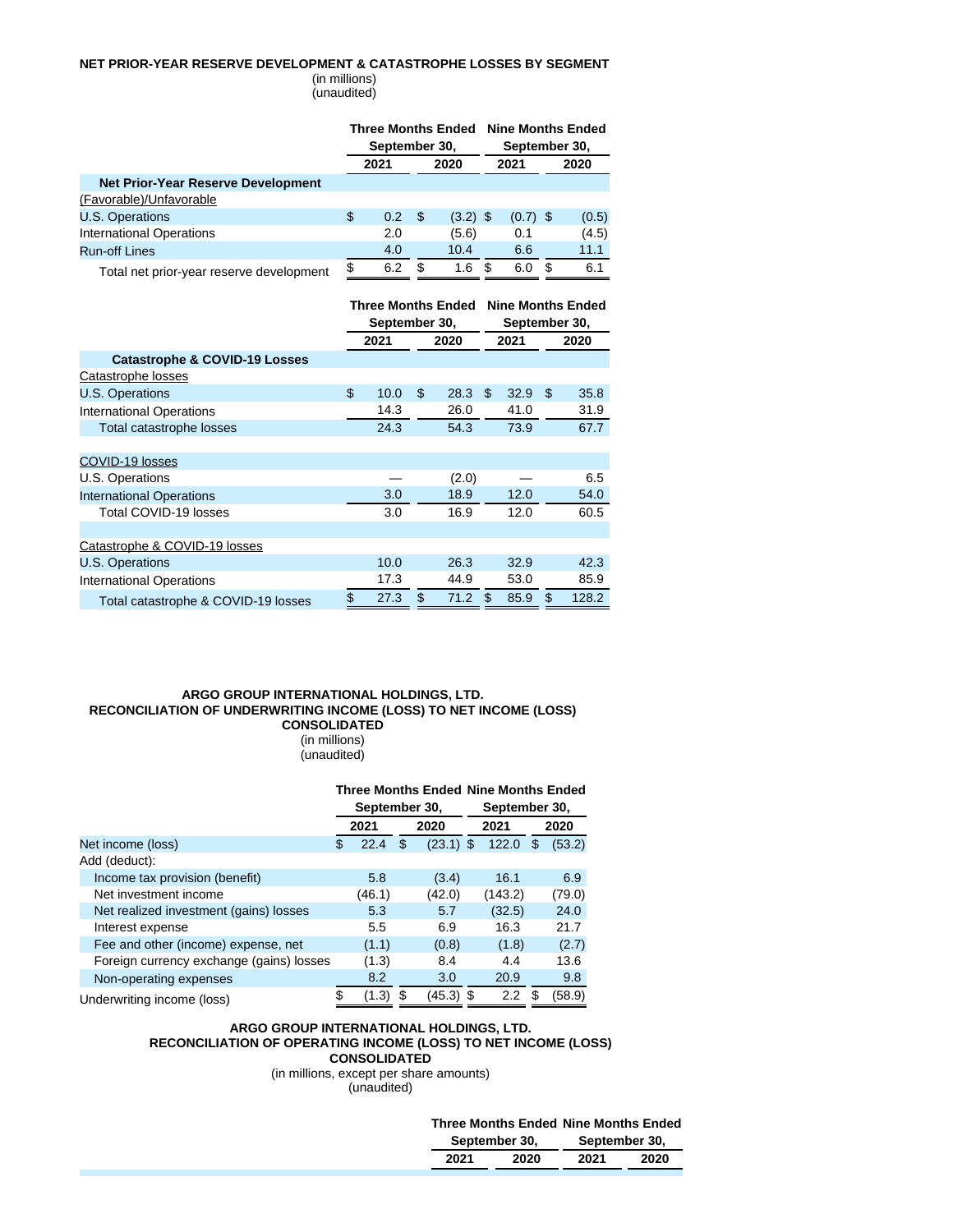**NET PRIOR-YEAR RESERVE DEVELOPMENT & CATASTROPHE LOSSES BY SEGMENT**

(in millions)
(unaudited)

| | Three Months Ended September 30, | | Nine Months Ended September 30, | |
|---|---|---|---|---|
| | 2021 | 2020 | 2021 | 2020 |
| **Net Prior-Year Reserve Development** | | | | |
| (Favorable)/Unfavorable | | | | |
| U.S. Operations | $ 0.2 | $ (3.2) | $ (0.7) | $ (0.5) |
| International Operations | 2.0 | (5.6) | 0.1 | (4.5) |
| Run-off Lines | 4.0 | 10.4 | 6.6 | 11.1 |
| Total net prior-year reserve development | $ 6.2 | $ 1.6 | $ 6.0 | $ 6.1 |

| | Three Months Ended September 30, | | Nine Months Ended September 30, | |
|---|---|---|---|---|
| | 2021 | 2020 | 2021 | 2020 |
| **Catastrophe & COVID-19 Losses** | | | | |
| Catastrophe losses | | | | |
| U.S. Operations | $ 10.0 | $ 28.3 | $ 32.9 | $ 35.8 |
| International Operations | 14.3 | 26.0 | 41.0 | 31.9 |
| Total catastrophe losses | 24.3 | 54.3 | 73.9 | 67.7 |
| | | | | |
| COVID-19 losses | | | | |
| U.S. Operations | — | (2.0) | — | 6.5 |
| International Operations | 3.0 | 18.9 | 12.0 | 54.0 |
| Total COVID-19 losses | 3.0 | 16.9 | 12.0 | 60.5 |
| | | | | |
| Catastrophe & COVID-19 losses | | | | |
| U.S. Operations | 10.0 | 26.3 | 32.9 | 42.3 |
| International Operations | 17.3 | 44.9 | 53.0 | 85.9 |
| Total catastrophe & COVID-19 losses | $ 27.3 | $ 71.2 | $ 85.9 | $ 128.2 |

**ARGO GROUP INTERNATIONAL HOLDINGS, LTD.**
**RECONCILIATION OF UNDERWRITING INCOME (LOSS) TO NET INCOME (LOSS)**
**CONSOLIDATED**

(in millions)
(unaudited)

| | Three Months Ended September 30, | | Nine Months Ended September 30, | |
|---|---|---|---|---|
| | 2021 | 2020 | 2021 | 2020 |
| Net income (loss) | $ 22.4 | $ (23.1) | $ 122.0 | $ (53.2) |
| Add (deduct): | | | | |
| Income tax provision (benefit) | 5.8 | (3.4) | 16.1 | 6.9 |
| Net investment income | (46.1) | (42.0) | (143.2) | (79.0) |
| Net realized investment (gains) losses | 5.3 | 5.7 | (32.5) | 24.0 |
| Interest expense | 5.5 | 6.9 | 16.3 | 21.7 |
| Fee and other (income) expense, net | (1.1) | (0.8) | (1.8) | (2.7) |
| Foreign currency exchange (gains) losses | (1.3) | 8.4 | 4.4 | 13.6 |
| Non-operating expenses | 8.2 | 3.0 | 20.9 | 9.8 |
| Underwriting income (loss) | $ (1.3) | $ (45.3) | $ 2.2 | $ (58.9) |

**ARGO GROUP INTERNATIONAL HOLDINGS, LTD.**
**RECONCILIATION OF OPERATING INCOME (LOSS) TO NET INCOME (LOSS)**
**CONSOLIDATED**

(in millions, except per share amounts)
(unaudited)

| | Three Months Ended September 30, | | Nine Months Ended September 30, | |
|---|---|---|---|---|
| | 2021 | 2020 | 2021 | 2020 |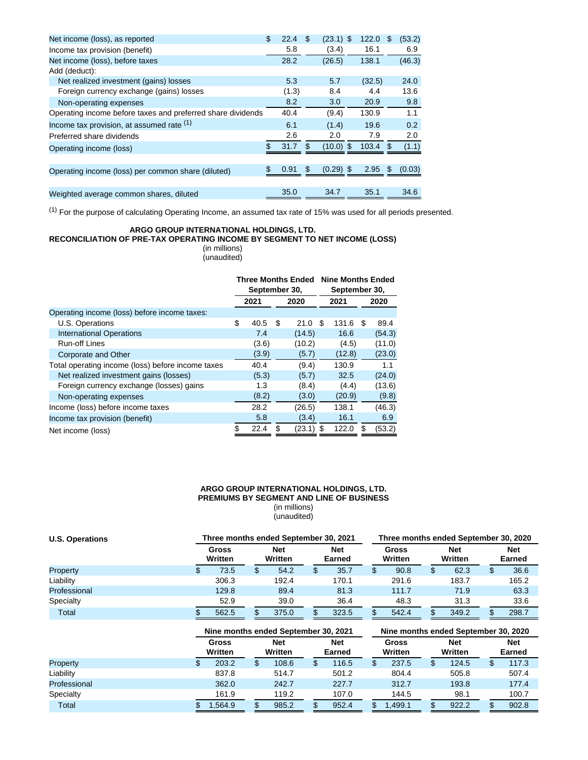| | | | | |
|---|---|---|---|---|
| Net income (loss), as reported | $ 22.4 | $ (23.1) | $ 122.0 | $ (53.2) |
| Income tax provision (benefit) | 5.8 | (3.4) | 16.1 | 6.9 |
| Net income (loss), before taxes | 28.2 | (26.5) | 138.1 | (46.3) |
| Add (deduct): | | | | |
| Net realized investment (gains) losses | 5.3 | 5.7 | (32.5) | 24.0 |
| Foreign currency exchange (gains) losses | (1.3) | 8.4 | 4.4 | 13.6 |
| Non-operating expenses | 8.2 | 3.0 | 20.9 | 9.8 |
| Operating income before taxes and preferred share dividends | 40.4 | (9.4) | 130.9 | 1.1 |
| Income tax provision, at assumed rate [1] | 6.1 | (1.4) | 19.6 | 0.2 |
| Preferred share dividends | 2.6 | 2.0 | 7.9 | 2.0 |
| Operating income (loss) | $ 31.7 | $ (10.0) | $ 103.4 | $ (1.1) |
| Operating income (loss) per common share (diluted) | $ 0.91 | $ (0.29) | $ 2.95 | $ (0.03) |
| Weighted average common shares, diluted | 35.0 | 34.7 | 35.1 | 34.6 |

[1] For the purpose of calculating Operating Income, an assumed tax rate of 15% was used for all periods presented.

**ARGO GROUP INTERNATIONAL HOLDINGS, LTD.**
**RECONCILIATION OF PRE-TAX OPERATING INCOME BY SEGMENT TO NET INCOME (LOSS)**
(in millions)
(unaudited)

| | Three Months Ended September 30, | | Nine Months Ended September 30, | |
|---|---|---|---|---|
| | 2021 | 2020 | 2021 | 2020 |
| Operating income (loss) before income taxes: | | | | |
| U.S. Operations | $ 40.5 | $ 21.0 | $ 131.6 | $ 89.4 |
| International Operations | 7.4 | (14.5) | 16.6 | (54.3) |
| Run-off Lines | (3.6) | (10.2) | (4.5) | (11.0) |
| Corporate and Other | (3.9) | (5.7) | (12.8) | (23.0) |
| Total operating income (loss) before income taxes | 40.4 | (9.4) | 130.9 | 1.1 |
| Net realized investment gains (losses) | (5.3) | (5.7) | 32.5 | (24.0) |
| Foreign currency exchange (losses) gains | 1.3 | (8.4) | (4.4) | (13.6) |
| Non-operating expenses | (8.2) | (3.0) | (20.9) | (9.8) |
| Income (loss) before income taxes | 28.2 | (26.5) | 138.1 | (46.3) |
| Income tax provision (benefit) | 5.8 | (3.4) | 16.1 | 6.9 |
| Net income (loss) | $ 22.4 | $ (23.1) | $ 122.0 | $ (53.2) |

**ARGO GROUP INTERNATIONAL HOLDINGS, LTD.**
**PREMIUMS BY SEGMENT AND LINE OF BUSINESS**
(in millions)
(unaudited)

| **U.S. Operations** | Three months ended September 30, 2021 | | | Three months ended September 30, 2020 | | |
|---|---|---|---|---|---|---|
| | Gross Written | Net Written | Net Earned | Gross Written | Net Written | Net Earned |
| Property | $ 73.5 | $ 54.2 | $ 35.7 | $ 90.8 | $ 62.3 | $ 36.6 |
| Liability | 306.3 | 192.4 | 170.1 | 291.6 | 183.7 | 165.2 |
| Professional | 129.8 | 89.4 | 81.3 | 111.7 | 71.9 | 63.3 |
| Specialty | 52.9 | 39.0 | 36.4 | 48.3 | 31.3 | 33.6 |
| Total | $ 562.5 | $ 375.0 | $ 323.5 | $ 542.4 | $ 349.2 | $ 298.7 |

| | Nine months ended September 30, 2021 | | | Nine months ended September 30, 2020 | | |
|---|---|---|---|---|---|---|
| | Gross Written | Net Written | Net Earned | Gross Written | Net Written | Net Earned |
| Property | $ 203.2 | $ 108.6 | $ 116.5 | $ 237.5 | $ 124.5 | $ 117.3 |
| Liability | 837.8 | 514.7 | 501.2 | 804.4 | 505.8 | 507.4 |
| Professional | 362.0 | 242.7 | 227.7 | 312.7 | 193.8 | 177.4 |
| Specialty | 161.9 | 119.2 | 107.0 | 144.5 | 98.1 | 100.7 |
| Total | $ 1,564.9 | $ 985.2 | $ 952.4 | $ 1,499.1 | $ 922.2 | $ 902.8 |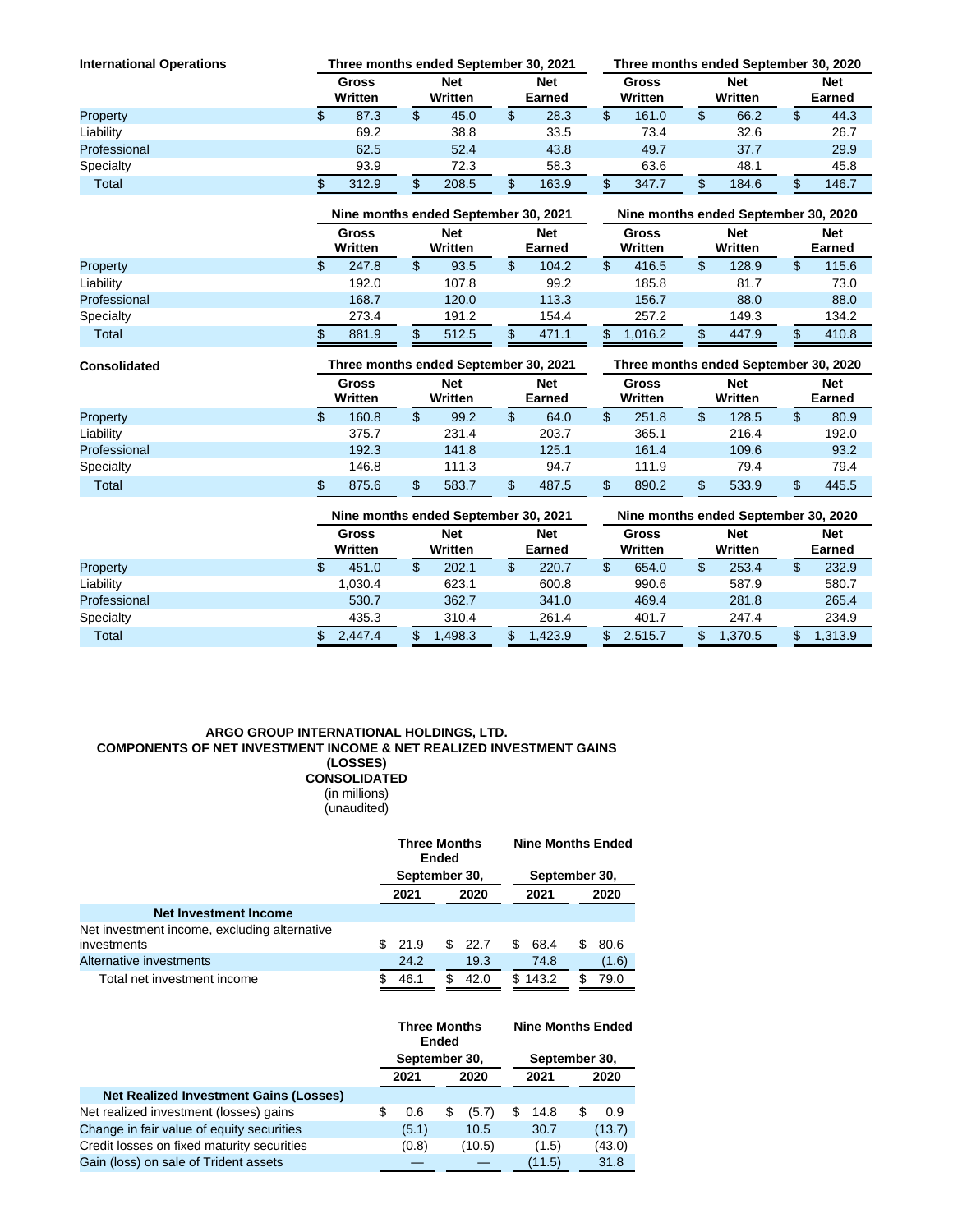**International Operations**

| | Three months ended September 30, 2021 | | | Three months ended September 30, 2020 | | |
|---|---|---|---|---|---|---|
| | Gross Written | Net Written | Net Earned | Gross Written | Net Written | Net Earned |
| Property | $ 87.3 | $ 45.0 | $ 28.3 | $ 161.0 | $ 66.2 | $ 44.3 |
| Liability | 69.2 | 38.8 | 33.5 | 73.4 | 32.6 | 26.7 |
| Professional | 62.5 | 52.4 | 43.8 | 49.7 | 37.7 | 29.9 |
| Specialty | 93.9 | 72.3 | 58.3 | 63.6 | 48.1 | 45.8 |
| Total | $ 312.9 | $ 208.5 | $ 163.9 | $ 347.7 | $ 184.6 | $ 146.7 |

| | Nine months ended September 30, 2021 | | | Nine months ended September 30, 2020 | | |
|---|---|---|---|---|---|---|
| | Gross Written | Net Written | Net Earned | Gross Written | Net Written | Net Earned |
| Property | $ 247.8 | $ 93.5 | $ 104.2 | $ 416.5 | $ 128.9 | $ 115.6 |
| Liability | 192.0 | 107.8 | 99.2 | 185.8 | 81.7 | 73.0 |
| Professional | 168.7 | 120.0 | 113.3 | 156.7 | 88.0 | 88.0 |
| Specialty | 273.4 | 191.2 | 154.4 | 257.2 | 149.3 | 134.2 |
| Total | $ 881.9 | $ 512.5 | $ 471.1 | $ 1,016.2 | $ 447.9 | $ 410.8 |

**Consolidated**

| | Three months ended September 30, 2021 | | | Three months ended September 30, 2020 | | |
|---|---|---|---|---|---|---|
| | Gross Written | Net Written | Net Earned | Gross Written | Net Written | Net Earned |
| Property | $ 160.8 | $ 99.2 | $ 64.0 | $ 251.8 | $ 128.5 | $ 80.9 |
| Liability | 375.7 | 231.4 | 203.7 | 365.1 | 216.4 | 192.0 |
| Professional | 192.3 | 141.8 | 125.1 | 161.4 | 109.6 | 93.2 |
| Specialty | 146.8 | 111.3 | 94.7 | 111.9 | 79.4 | 79.4 |
| Total | $ 875.6 | $ 583.7 | $ 487.5 | $ 890.2 | $ 533.9 | $ 445.5 |

| | Nine months ended September 30, 2021 | | | Nine months ended September 30, 2020 | | |
|---|---|---|---|---|---|---|
| | Gross Written | Net Written | Net Earned | Gross Written | Net Written | Net Earned |
| Property | $ 451.0 | $ 202.1 | $ 220.7 | $ 654.0 | $ 253.4 | $ 232.9 |
| Liability | 1,030.4 | 623.1 | 600.8 | 990.6 | 587.9 | 580.7 |
| Professional | 530.7 | 362.7 | 341.0 | 469.4 | 281.8 | 265.4 |
| Specialty | 435.3 | 310.4 | 261.4 | 401.7 | 247.4 | 234.9 |
| Total | $ 2,447.4 | $ 1,498.3 | $ 1,423.9 | $ 2,515.7 | $ 1,370.5 | $ 1,313.9 |

**ARGO GROUP INTERNATIONAL HOLDINGS, LTD.**
**COMPONENTS OF NET INVESTMENT INCOME & NET REALIZED INVESTMENT GAINS (LOSSES)**
**CONSOLIDATED**
(in millions)
(unaudited)

| | Three Months Ended September 30, | | Nine Months Ended September 30, | |
|---|---|---|---|---|
| | 2021 | 2020 | 2021 | 2020 |
| **Net Investment Income** | | | | |
| Net investment income, excluding alternative investments | $ 21.9 | $ 22.7 | $ 68.4 | $ 80.6 |
| Alternative investments | 24.2 | 19.3 | 74.8 | (1.6) |
| Total net investment income | $ 46.1 | $ 42.0 | $ 143.2 | $ 79.0 |

| | Three Months Ended September 30, | | Nine Months Ended September 30, | |
|---|---|---|---|---|
| | 2021 | 2020 | 2021 | 2020 |
| **Net Realized Investment Gains (Losses)** | | | | |
| Net realized investment (losses) gains | $ 0.6 | $ (5.7) | $ 14.8 | $ 0.9 |
| Change in fair value of equity securities | (5.1) | 10.5 | 30.7 | (13.7) |
| Credit losses on fixed maturity securities | (0.8) | (10.5) | (1.5) | (43.0) |
| Gain (loss) on sale of Trident assets | — | — | (11.5) | 31.8 |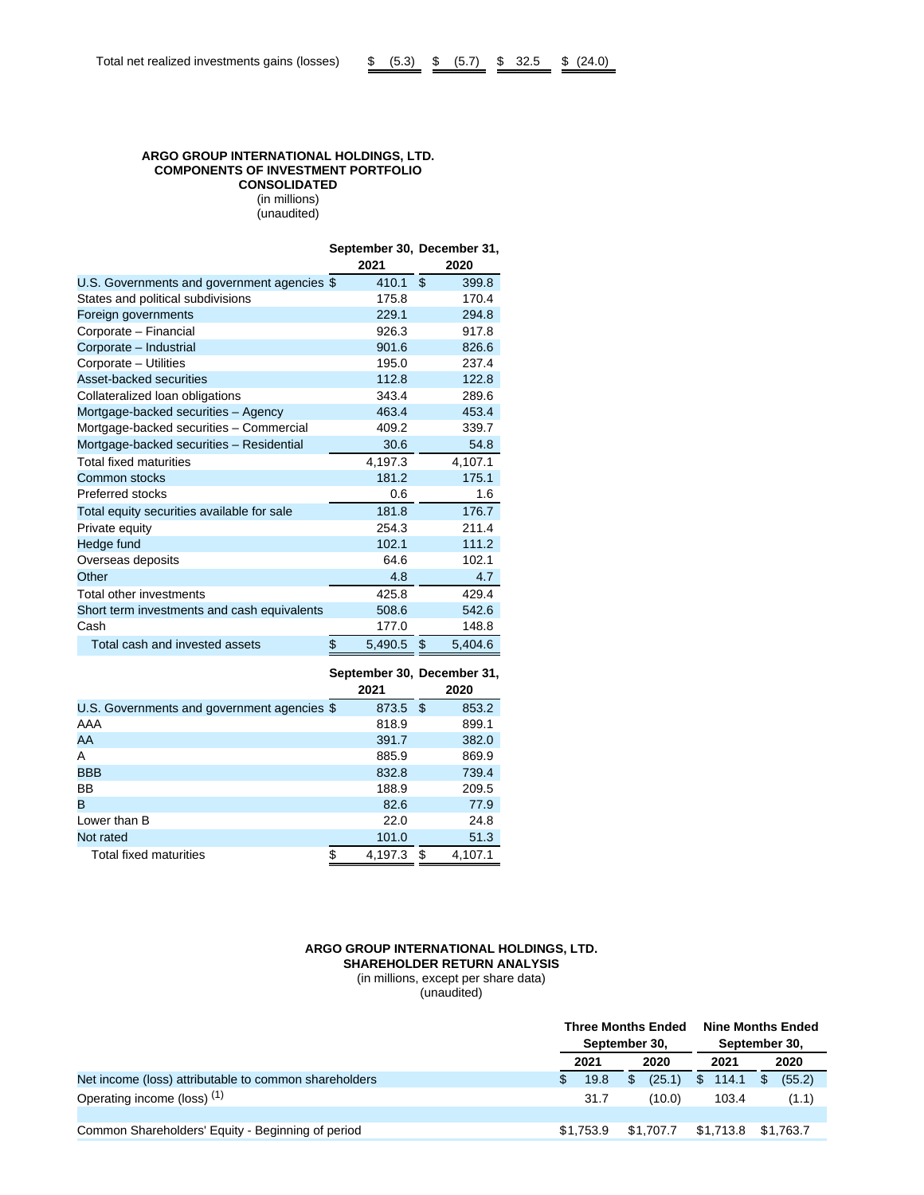| Total net realized investments gains (losses) | $ (5.3) | $ (5.7) | $ 32.5 | $ (24.0) |
|---|---|---|---|---|

**ARGO GROUP INTERNATIONAL HOLDINGS, LTD.**
**COMPONENTS OF INVESTMENT PORTFOLIO**
**CONSOLIDATED**
(in millions)
(unaudited)

| | September 30, 2021 | December 31, 2020 |
|---|---|---|
| U.S. Governments and government agencies | $ 410.1 | $ 399.8 |
| States and political subdivisions | 175.8 | 170.4 |
| Foreign governments | 229.1 | 294.8 |
| Corporate – Financial | 926.3 | 917.8 |
| Corporate – Industrial | 901.6 | 826.6 |
| Corporate – Utilities | 195.0 | 237.4 |
| Asset-backed securities | 112.8 | 122.8 |
| Collateralized loan obligations | 343.4 | 289.6 |
| Mortgage-backed securities – Agency | 463.4 | 453.4 |
| Mortgage-backed securities – Commercial | 409.2 | 339.7 |
| Mortgage-backed securities – Residential | 30.6 | 54.8 |
| Total fixed maturities | 4,197.3 | 4,107.1 |
| Common stocks | 181.2 | 175.1 |
| Preferred stocks | 0.6 | 1.6 |
| Total equity securities available for sale | 181.8 | 176.7 |
| Private equity | 254.3 | 211.4 |
| Hedge fund | 102.1 | 111.2 |
| Overseas deposits | 64.6 | 102.1 |
| Other | 4.8 | 4.7 |
| Total other investments | 425.8 | 429.4 |
| Short term investments and cash equivalents | 508.6 | 542.6 |
| Cash | 177.0 | 148.8 |
| Total cash and invested assets | $ 5,490.5 | $ 5,404.6 |

| | September 30, 2021 | December 31, 2020 |
|---|---|---|
| U.S. Governments and government agencies | $ 873.5 | $ 853.2 |
| AAA | 818.9 | 899.1 |
| AA | 391.7 | 382.0 |
| A | 885.9 | 869.9 |
| BBB | 832.8 | 739.4 |
| BB | 188.9 | 209.5 |
| B | 82.6 | 77.9 |
| Lower than B | 22.0 | 24.8 |
| Not rated | 101.0 | 51.3 |
| Total fixed maturities | $ 4,197.3 | $ 4,107.1 |

**ARGO GROUP INTERNATIONAL HOLDINGS, LTD.**
**SHAREHOLDER RETURN ANALYSIS**
(in millions, except per share data)
(unaudited)

| | Three Months Ended September 30, | | Nine Months Ended September 30, | |
|---|---|---|---|---|
| | 2021 | 2020 | 2021 | 2020 |
| Net income (loss) attributable to common shareholders | $ 19.8 | $ (25.1) | $ 114.1 | $ (55.2) |
| Operating income (loss) [1] | 31.7 | (10.0) | 103.4 | (1.1) |
| | | | | |
| Common Shareholders' Equity - Beginning of period | $1,753.9 | $1,707.7 | $1,713.8 | $1,763.7 |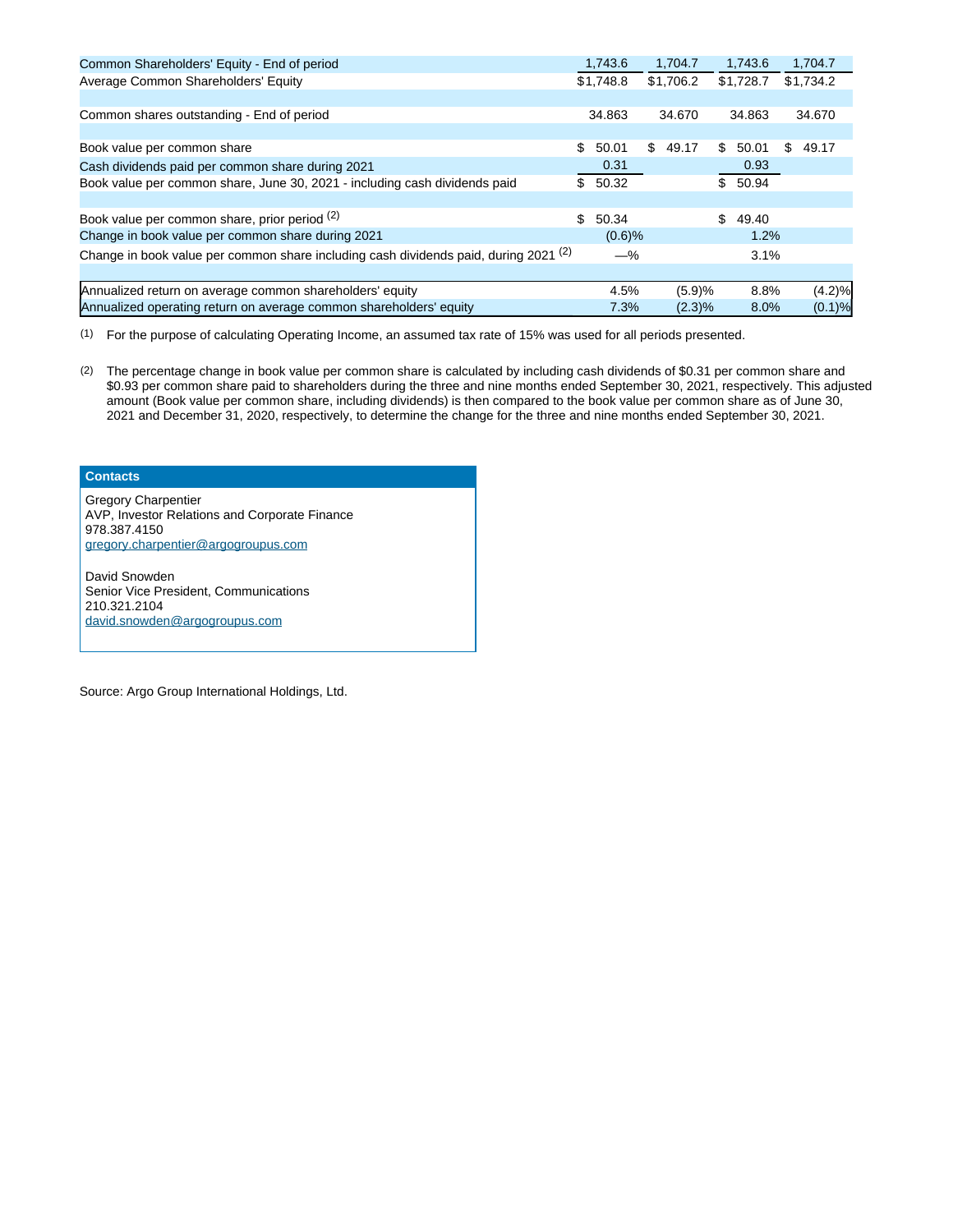| | | | | |
|---|---|---|---|---|
| Common Shareholders' Equity - End of period | 1,743.6 | 1,704.7 | 1,743.6 | 1,704.7 |
| Average Common Shareholders' Equity | $1,748.8 | $1,706.2 | $1,728.7 | $1,734.2 |
| | | | | |
| Common shares outstanding - End of period | 34.863 | 34.670 | 34.863 | 34.670 |
| | | | | |
| Book value per common share | $ 50.01 | $ 49.17 | $ 50.01 | $ 49.17 |
| Cash dividends paid per common share during 2021 | 0.31 | | 0.93 | |
| Book value per common share, June 30, 2021 - including cash dividends paid | $ 50.32 | | $ 50.94 | |
| | | | | |
| Book value per common share, prior period [(2)] | $ 50.34 | | $ 49.40 | |
| Change in book value per common share during 2021 | (0.6)% | | 1.2% | |
| Change in book value per common share including cash dividends paid, during 2021 [(2)] | —% | | 3.1% | |
| | | | | |
| Annualized return on average common shareholders' equity | 4.5% | (5.9)% | 8.8% | (4.2)% |
| Annualized operating return on average common shareholders' equity | 7.3% | (2.3)% | 8.0% | (0.1)% |

(1) For the purpose of calculating Operating Income, an assumed tax rate of 15% was used for all periods presented.

(2) The percentage change in book value per common share is calculated by including cash dividends of $0.31 per common share and $0.93 per common share paid to shareholders during the three and nine months ended September 30, 2021, respectively. This adjusted amount (Book value per common share, including dividends) is then compared to the book value per common share as of June 30, 2021 and December 31, 2020, respectively, to determine the change for the three and nine months ended September 30, 2021.

**Contacts**

Gregory Charpentier
AVP, Investor Relations and Corporate Finance
978.387.4150
gregory.charpentier@argogroupus.com

David Snowden
Senior Vice President, Communications
210.321.2104
david.snowden@argogroupus.com

Source: Argo Group International Holdings, Ltd.